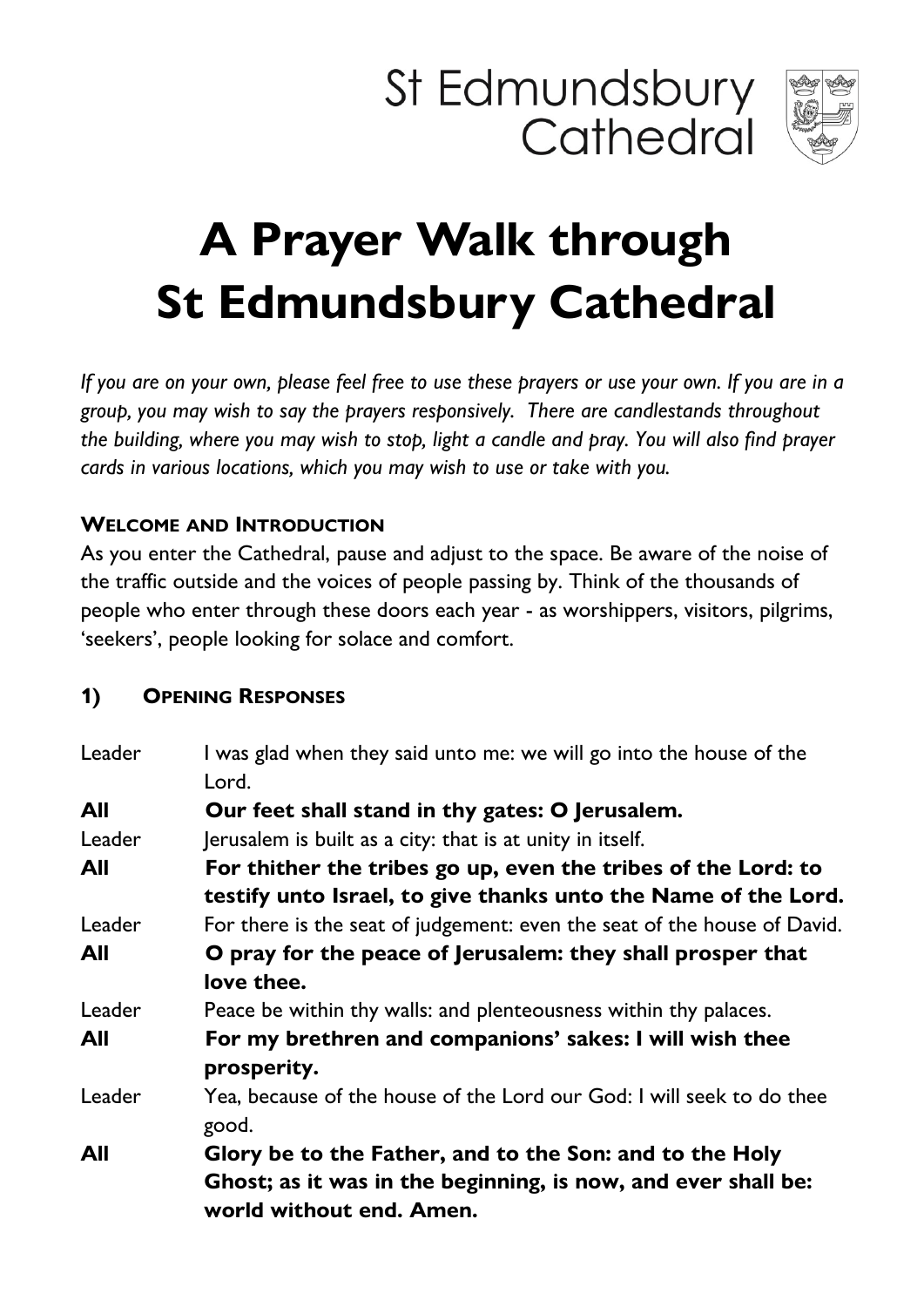St Edmundsbury Cathedral

# A Prayer Walk through St Edmundsbury Cathedral

*If you are on your own, please feel free to use these prayers or use your own. If you are in a group, you may wish to say the prayers responsively. There are candlestands throughout the building, where you may wish to stop, light a candle and pray. You will also find prayer cards in various locations, which you may wish to use or take with you.*

## Welcome and Introduction

As you enter the Cathedral, pause and adjust to the space. Be aware of the noise of the traffic outside and the voices of people passing by. Think of the thousands of people who enter through these doors each year - as worshippers, visitors, pilgrims, 'seekers', people looking for solace and comfort.

## 1) Opening Responses

| | |
|---|---|
| Leader | I was glad when they said unto me: we will go into the house of the Lord. |
| **All** | **Our feet shall stand in thy gates: O Jerusalem.** |
| Leader | Jerusalem is built as a city: that is at unity in itself. |
| **All** | **For thither the tribes go up, even the tribes of the Lord: to testify unto Israel, to give thanks unto the Name of the Lord.** |
| Leader | For there is the seat of judgement: even the seat of the house of David. |
| **All** | **O pray for the peace of Jerusalem: they shall prosper that love thee.** |
| Leader | Peace be within thy walls: and plenteousness within thy palaces. |
| **All** | **For my brethren and companions' sakes: I will wish thee prosperity.** |
| Leader | Yea, because of the house of the Lord our God: I will seek to do thee good. |
| **All** | **Glory be to the Father, and to the Son: and to the Holy Ghost; as it was in the beginning, is now, and ever shall be: world without end. Amen.** |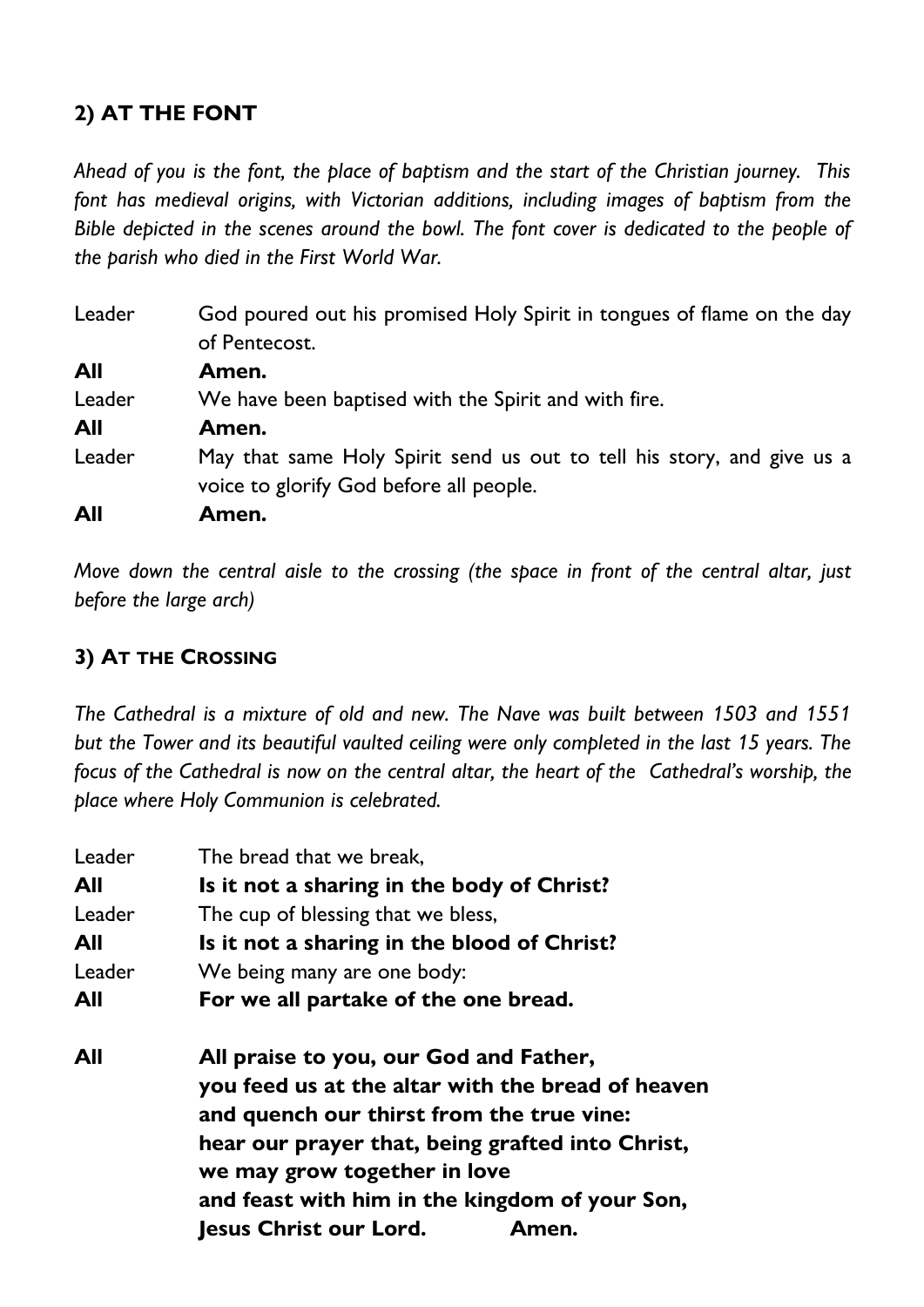## 2) AT THE FONT

*Ahead of you is the font, the place of baptism and the start of the Christian journey. This font has medieval origins, with Victorian additions, including images of baptism from the Bible depicted in the scenes around the bowl. The font cover is dedicated to the people of the parish who died in the First World War.*

| | |
|---|---|
| Leader | God poured out his promised Holy Spirit in tongues of flame on the day of Pentecost. |
| **All** | **Amen.** |
| Leader | We have been baptised with the Spirit and with fire. |
| **All** | **Amen.** |
| Leader | May that same Holy Spirit send us out to tell his story, and give us a voice to glorify God before all people. |
| **All** | **Amen.** |

*Move down the central aisle to the crossing (the space in front of the central altar, just before the large arch)*

## 3) AT THE CROSSING

*The Cathedral is a mixture of old and new. The Nave was built between 1503 and 1551 but the Tower and its beautiful vaulted ceiling were only completed in the last 15 years. The focus of the Cathedral is now on the central altar, the heart of the Cathedral's worship, the place where Holy Communion is celebrated.*

| | |
|---|---|
| Leader | The bread that we break, |
| **All** | **Is it not a sharing in the body of Christ?** |
| Leader | The cup of blessing that we bless, |
| **All** | **Is it not a sharing in the blood of Christ?** |
| Leader | We being many are one body: |
| **All** | **For we all partake of the one bread.** |

**All** **All praise to you, our God and Father,**
**you feed us at the altar with the bread of heaven**
**and quench our thirst from the true vine:**
**hear our prayer that, being grafted into Christ,**
**we may grow together in love**
**and feast with him in the kingdom of your Son,**
**Jesus Christ our Lord. Amen.**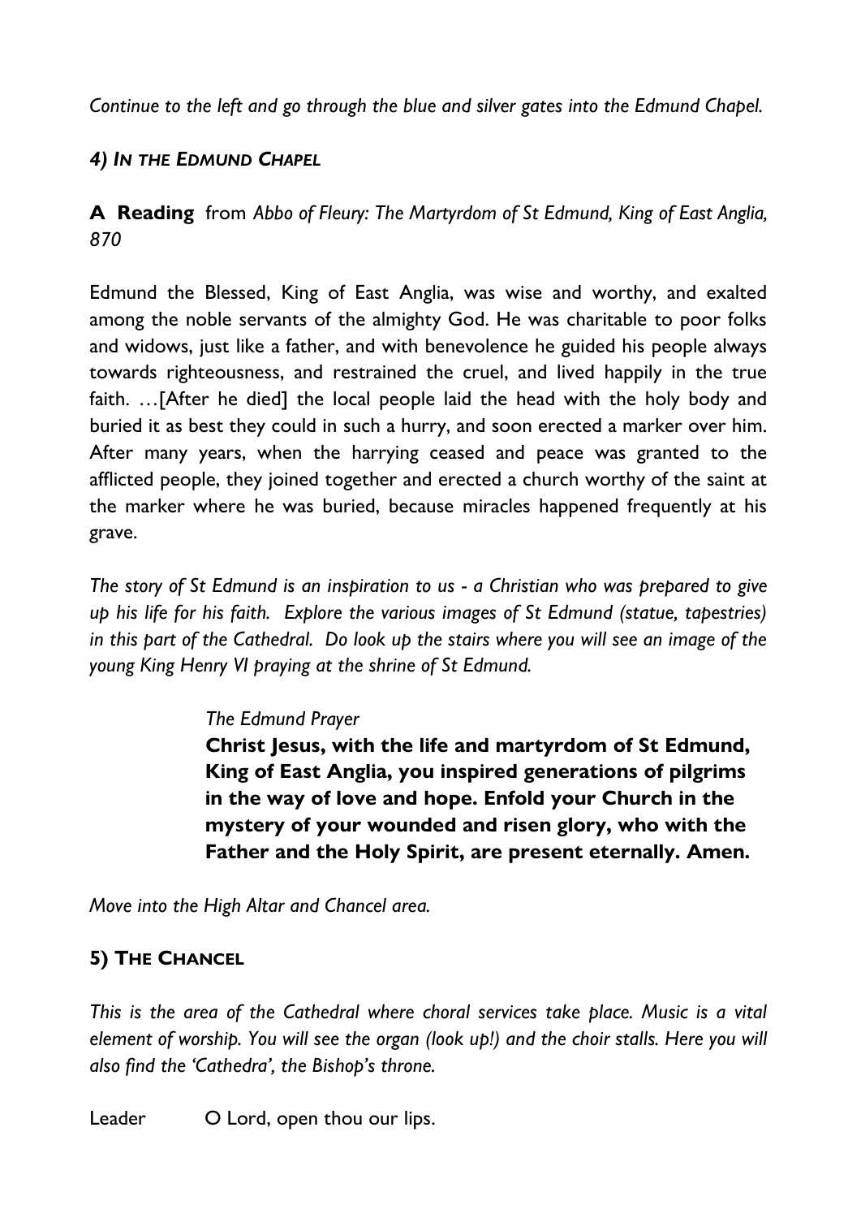*Continue to the left and go through the blue and silver gates into the Edmund Chapel.*

### *4) In the Edmund Chapel*

**A Reading** from *Abbo of Fleury: The Martyrdom of St Edmund, King of East Anglia, 870*

Edmund the Blessed, King of East Anglia, was wise and worthy, and exalted among the noble servants of the almighty God. He was charitable to poor folks and widows, just like a father, and with benevolence he guided his people always towards righteousness, and restrained the cruel, and lived happily in the true faith. …[After he died] the local people laid the head with the holy body and buried it as best they could in such a hurry, and soon erected a marker over him. After many years, when the harrying ceased and peace was granted to the afflicted people, they joined together and erected a church worthy of the saint at the marker where he was buried, because miracles happened frequently at his grave.

*The story of St Edmund is an inspiration to us - a Christian who was prepared to give up his life for his faith. Explore the various images of St Edmund (statue, tapestries) in this part of the Cathedral. Do look up the stairs where you will see an image of the young King Henry VI praying at the shrine of St Edmund.*

*The Edmund Prayer*

**Christ Jesus, with the life and martyrdom of St Edmund, King of East Anglia, you inspired generations of pilgrims in the way of love and hope. Enfold your Church in the mystery of your wounded and risen glory, who with the Father and the Holy Spirit, are present eternally. Amen.**

*Move into the High Altar and Chancel area.*

### **5) The Chancel**

*This is the area of the Cathedral where choral services take place. Music is a vital element of worship. You will see the organ (look up!) and the choir stalls. Here you will also find the 'Cathedra', the Bishop's throne.*

Leader O Lord, open thou our lips.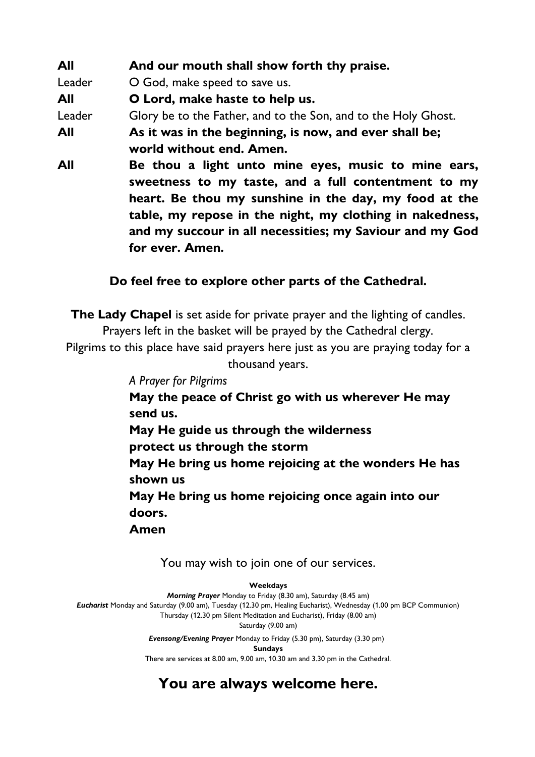**All** **And our mouth shall show forth thy praise.**

Leader O God, make speed to save us.

**All** **O Lord, make haste to help us.**

Leader Glory be to the Father, and to the Son, and to the Holy Ghost.

**All** **As it was in the beginning, is now, and ever shall be; world without end. Amen.**

**All** **Be thou a light unto mine eyes, music to mine ears, sweetness to my taste, and a full contentment to my heart. Be thou my sunshine in the day, my food at the table, my repose in the night, my clothing in nakedness, and my succour in all necessities; my Saviour and my God for ever. Amen.**

**Do feel free to explore other parts of the Cathedral.**

**The Lady Chapel** is set aside for private prayer and the lighting of candles. Prayers left in the basket will be prayed by the Cathedral clergy. Pilgrims to this place have said prayers here just as you are praying today for a thousand years.

*A Prayer for Pilgrims*

**May the peace of Christ go with us wherever He may send us.**
**May He guide us through the wilderness**
**protect us through the storm**
**May He bring us home rejoicing at the wonders He has shown us**
**May He bring us home rejoicing once again into our doors.**
**Amen**

You may wish to join one of our services.

**Weekdays**

***Morning Prayer*** Monday to Friday (8.30 am), Saturday (8.45 am)

***Eucharist*** Monday and Saturday (9.00 am), Tuesday (12.30 pm, Healing Eucharist), Wednesday (1.00 pm BCP Communion) Thursday (12.30 pm Silent Meditation and Eucharist), Friday (8.00 am) Saturday (9.00 am)

***Evensong/Evening Prayer*** Monday to Friday (5.30 pm), Saturday (3.30 pm)

**Sundays**

There are services at 8.00 am, 9.00 am, 10.30 am and 3.30 pm in the Cathedral.

## You are always welcome here.